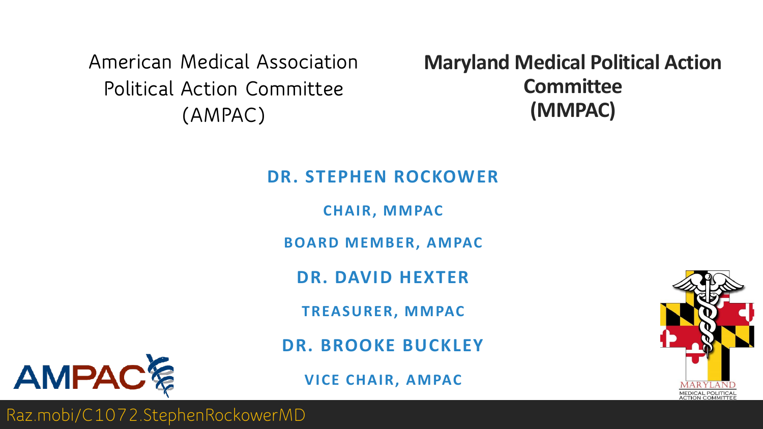American Medical Association Political Action Committee (AMPAC)

**Maryland Medical Political Action Committee (MMPAC)**

**DR. STEPHEN ROCKOWER**

**CHAIR, MMPAC**

**BOARD MEMBER, AMPAC**

**DR. DAVID HEXTER**

**TREASURER, MMPAC**

**DR. BROOKE BUCKLEY**

**VICE CHAIR, AMPAC**

AMPAC

MARYLAND MEDICAL POLITICAL ACTION COMMITTEE

Raz.mobi/C1072.StephenRockowerMD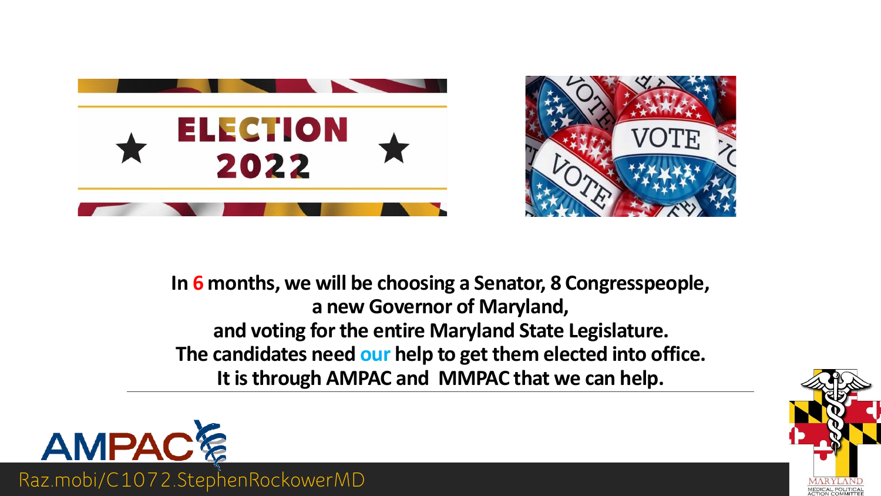**In 6 months, we will be choosing a Senator, 8 Congresspeople,**
**a new Governor of Maryland,**
**and voting for the entire Maryland State Legislature.**
**The candidates need our help to get them elected into office.**
**It is through AMPAC and MMPAC that we can help.**

Raz.mobi/C1072.StephenRockowerMD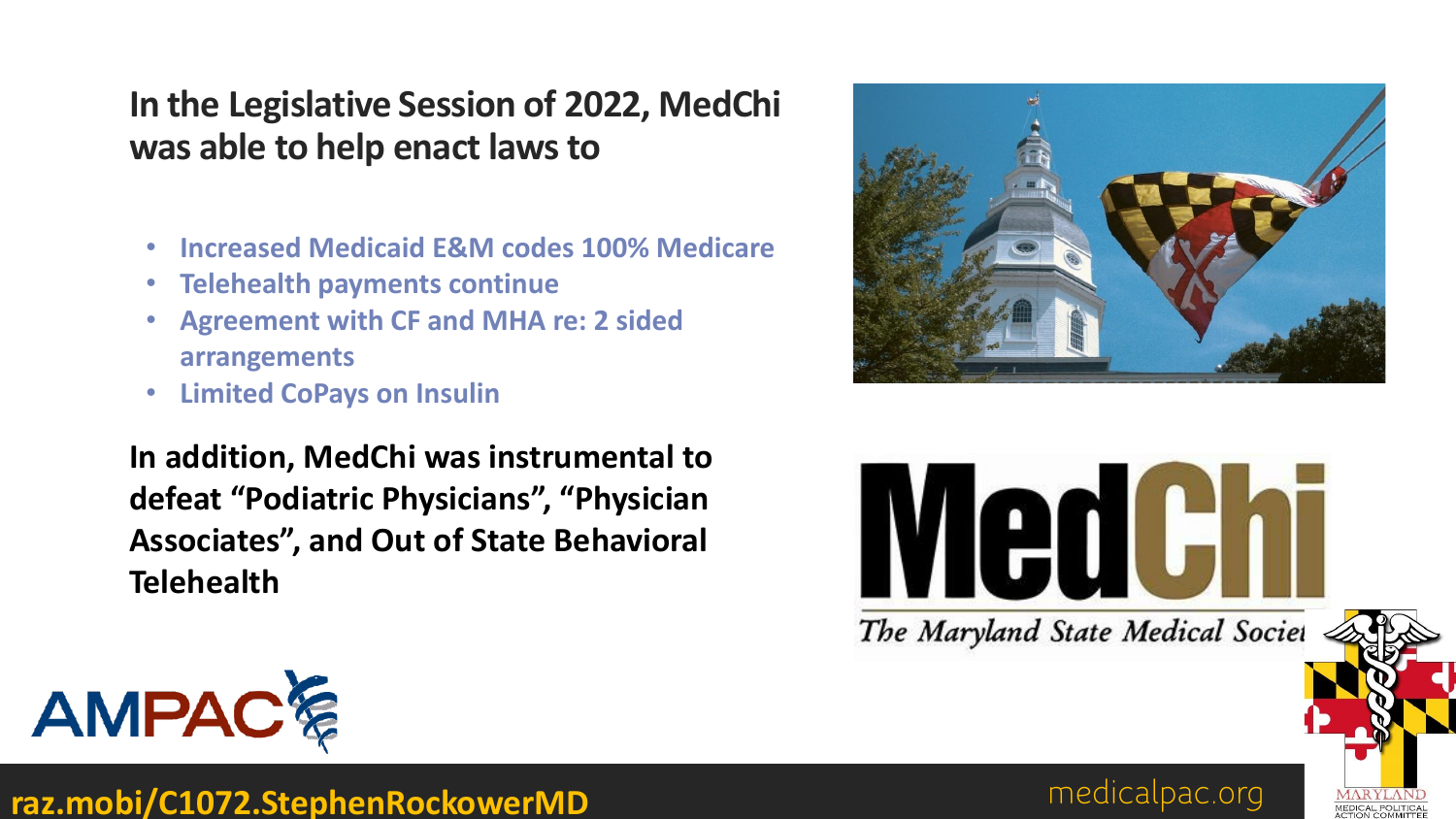## In the Legislative Session of 2022, MedChi was able to help enact laws to

- Increased Medicaid E&M codes 100% Medicare
- Telehealth payments continue
- Agreement with CF and MHA re: 2 sided arrangements
- Limited CoPays on Insulin

**In addition, MedChi was instrumental to defeat "Podiatric Physicians", "Physician Associates", and Out of State Behavioral Telehealth**

MedChi

*The Maryland State Medical Society*

AMPAC

raz.mobi/C1072.StephenRockowerMD

medicalpac.org

MARYLAND MEDICAL POLITICAL ACTION COMMITTEE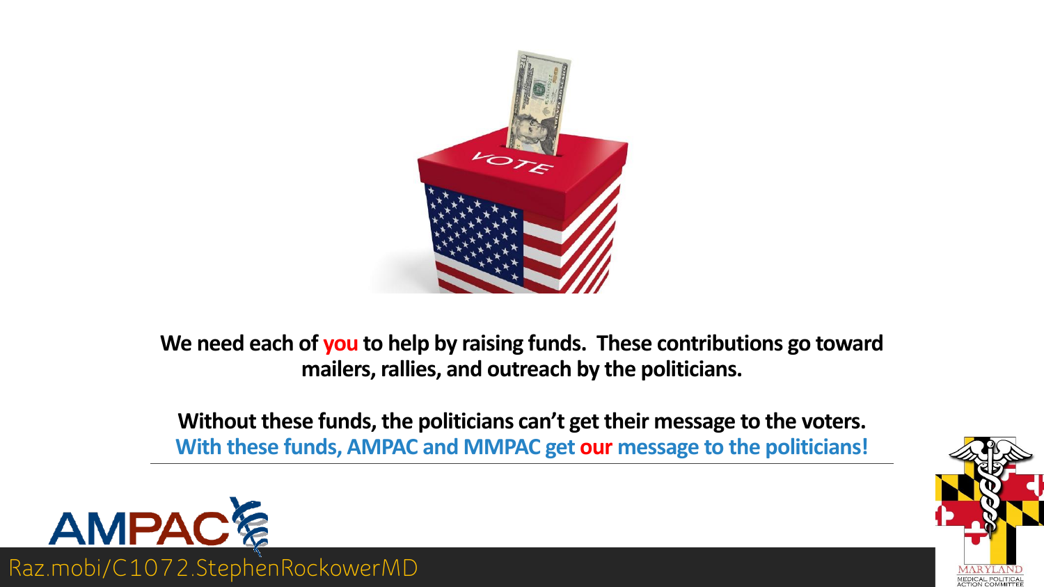**We need each of you to help by raising funds. These contributions go toward mailers, rallies, and outreach by the politicians.**

**Without these funds, the politicians can't get their message to the voters.**
**With these funds, AMPAC and MMPAC get our message to the politicians!**

AMPAC

Raz.mobi/C1072.StephenRockowerMD

MARYLAND MEDICAL POLITICAL ACTION COMMITTEE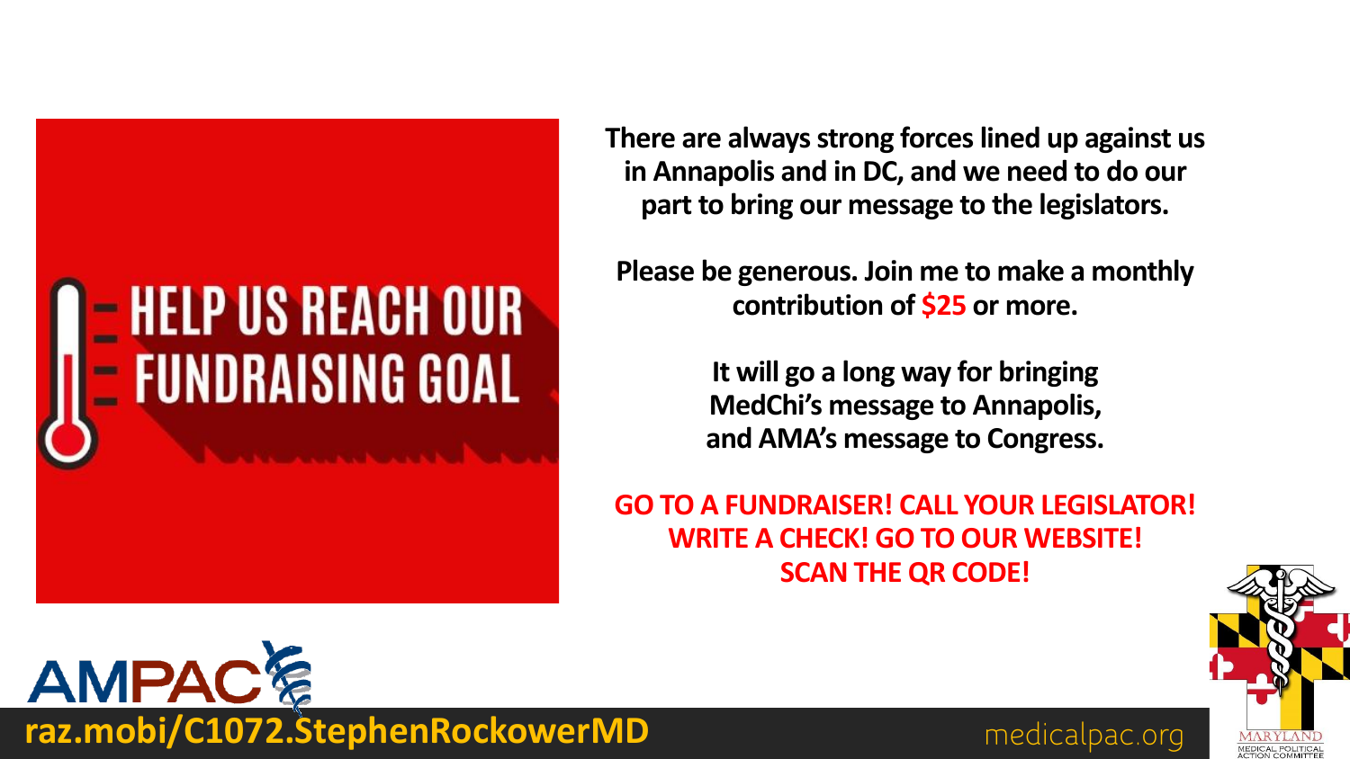# HELP US REACH OUR FUNDRAISING GOAL

**There are always strong forces lined up against us in Annapolis and in DC, and we need to do our part to bring our message to the legislators.**

**Please be generous. Join me to make a monthly contribution of $25 or more.**

**It will go a long way for bringing MedChi's message to Annapolis, and AMA's message to Congress.**

**GO TO A FUNDRAISER! CALL YOUR LEGISLATOR! WRITE A CHECK! GO TO OUR WEBSITE! SCAN THE QR CODE!**

AMPAC

**raz.mobi/C1072.StephenRockowerMD**

medicalpac.org

MARYLAND MEDICAL POLITICAL ACTION COMMITTEE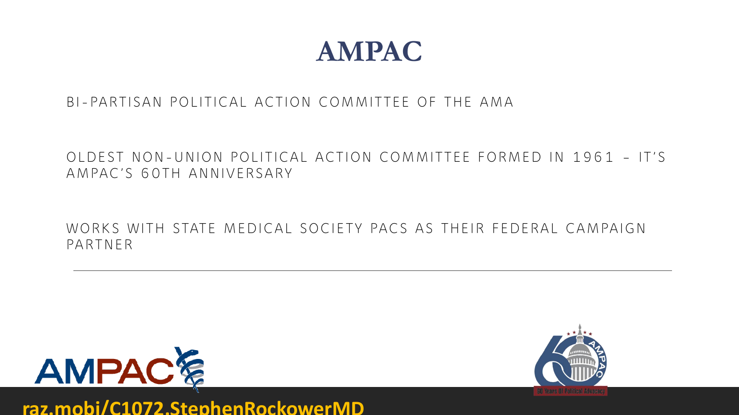# AMPAC

BI-PARTISAN POLITICAL ACTION COMMITTEE OF THE AMA

OLDEST NON-UNION POLITICAL ACTION COMMITTEE FORMED IN 1961 – IT'S AMPAC'S 60TH ANNIVERSARY

WORKS WITH STATE MEDICAL SOCIETY PACS AS THEIR FEDERAL CAMPAIGN PARTNER

---

raz.mobi/C1072.StephenRockowerMD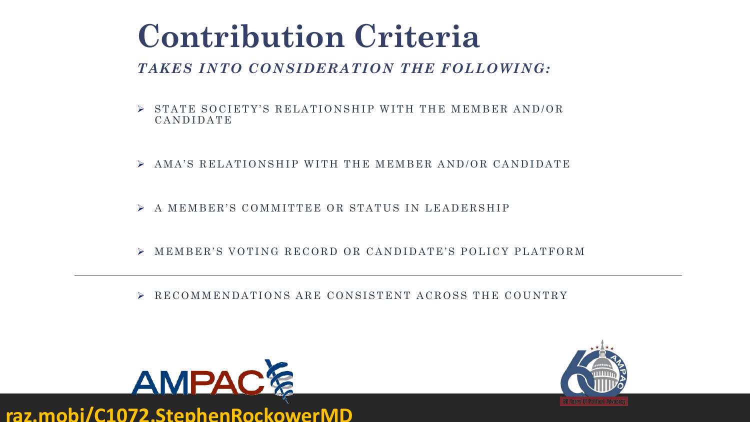# Contribution Criteria

***TAKES INTO CONSIDERATION THE FOLLOWING:***

- STATE SOCIETY'S RELATIONSHIP WITH THE MEMBER AND/OR CANDIDATE
- AMA'S RELATIONSHIP WITH THE MEMBER AND/OR CANDIDATE
- A MEMBER'S COMMITTEE OR STATUS IN LEADERSHIP
- MEMBER'S VOTING RECORD OR CANDIDATE'S POLICY PLATFORM

---

- RECOMMENDATIONS ARE CONSISTENT ACROSS THE COUNTRY

**raz.mobi/C1072.StephenRockowerMD**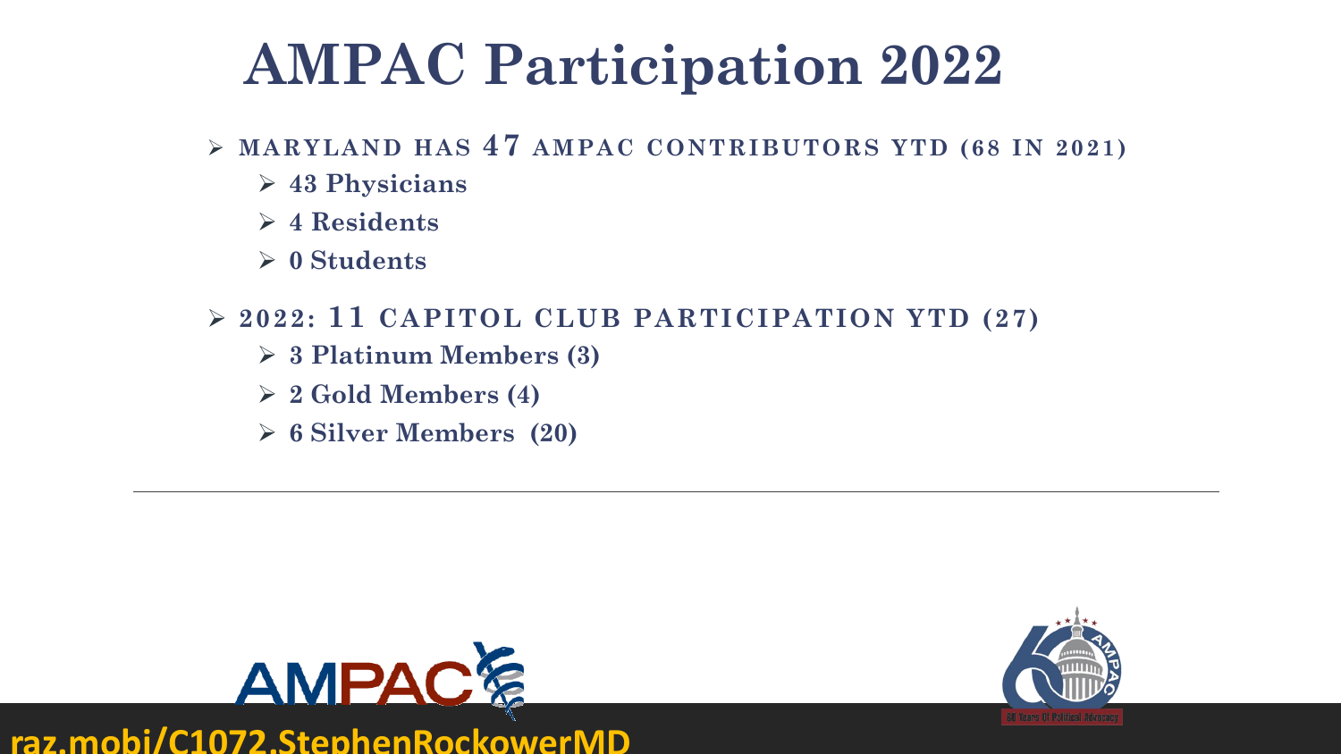# AMPAC Participation 2022

- **MARYLAND HAS 47 AMPAC CONTRIBUTORS YTD (68 IN 2021)**
  - **43 Physicians**
  - **4 Residents**
  - **0 Students**
- **2022: 11 CAPITOL CLUB PARTICIPATION YTD (27)**
  - **3 Platinum Members (3)**
  - **2 Gold Members (4)**
  - **6 Silver Members (20)**

raz.mobi/C1072.StephenRockowerMD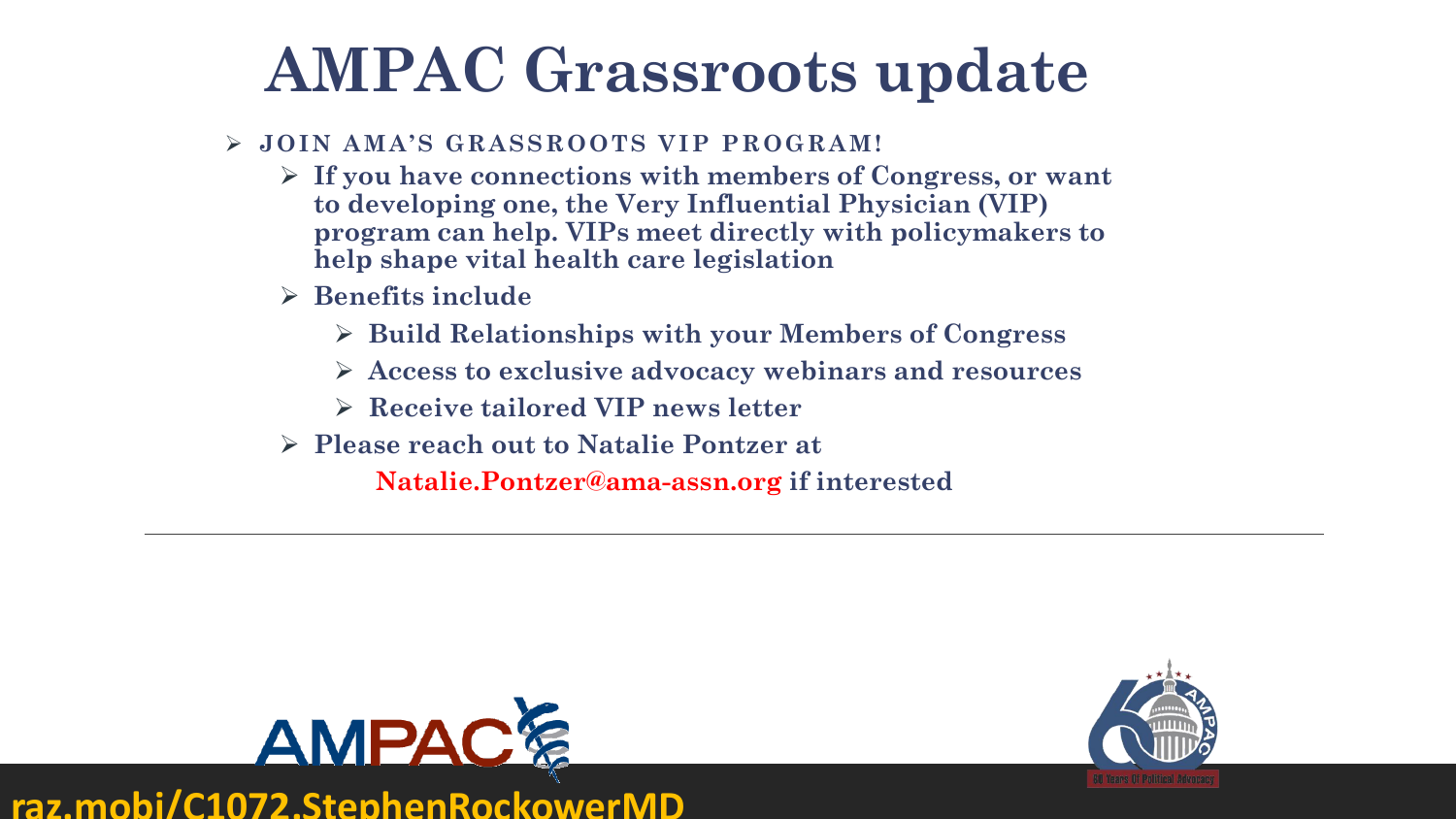# AMPAC Grassroots update

- **JOIN AMA'S GRASSROOTS VIP PROGRAM!**
  - **If you have connections with members of Congress, or want to developing one, the Very Influential Physician (VIP) program can help. VIPs meet directly with policymakers to help shape vital health care legislation**
  - **Benefits include**
    - **Build Relationships with your Members of Congress**
    - **Access to exclusive advocacy webinars and resources**
    - **Receive tailored VIP news letter**
  - **Please reach out to Natalie Pontzer at Natalie.Pontzer@ama-assn.org if interested**

---

AMPAC

60 Years Of Political Advocacy

raz.mobi/C1072.StephenRockowerMD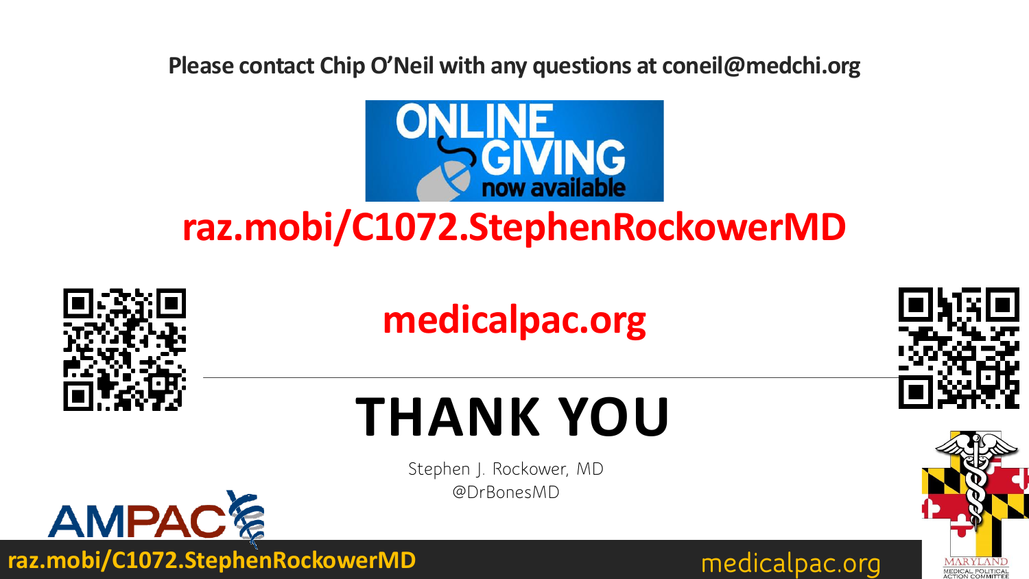**Please contact Chip O'Neil with any questions at coneil@medchi.org**

ONLINE GIVING now available

## raz.mobi/C1072.StephenRockowerMD

## medicalpac.org

# THANK YOU

Stephen J. Rockower, MD
@DrBonesMD

AMPAC

raz.mobi/C1072.StephenRockowerMD

medicalpac.org

MARYLAND MEDICAL POLITICAL ACTION COMMITTEE